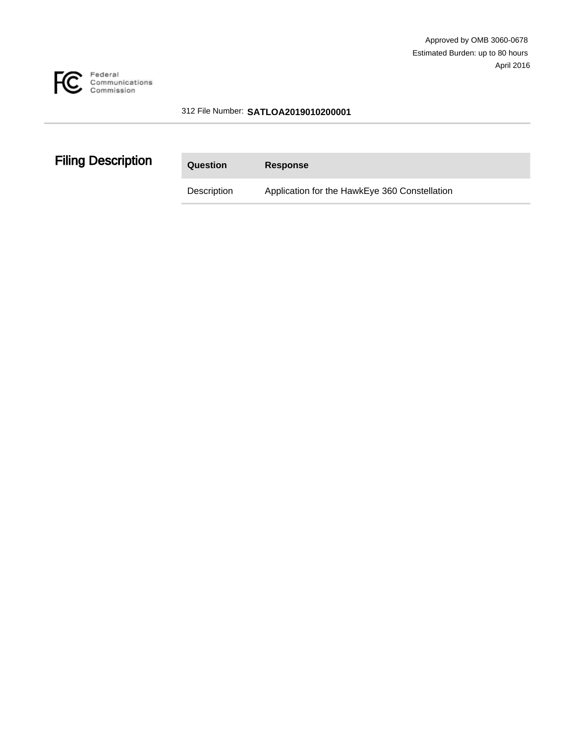Approved by OMB 3060-0678
Estimated Burden: up to 80 hours
April 2016

Federal Communications Commission

312 File Number: **SATLOA2019010200001**

## Filing Description

| Question | Response |
| --- | --- |
| Description | Application for the HawkEye 360 Constellation |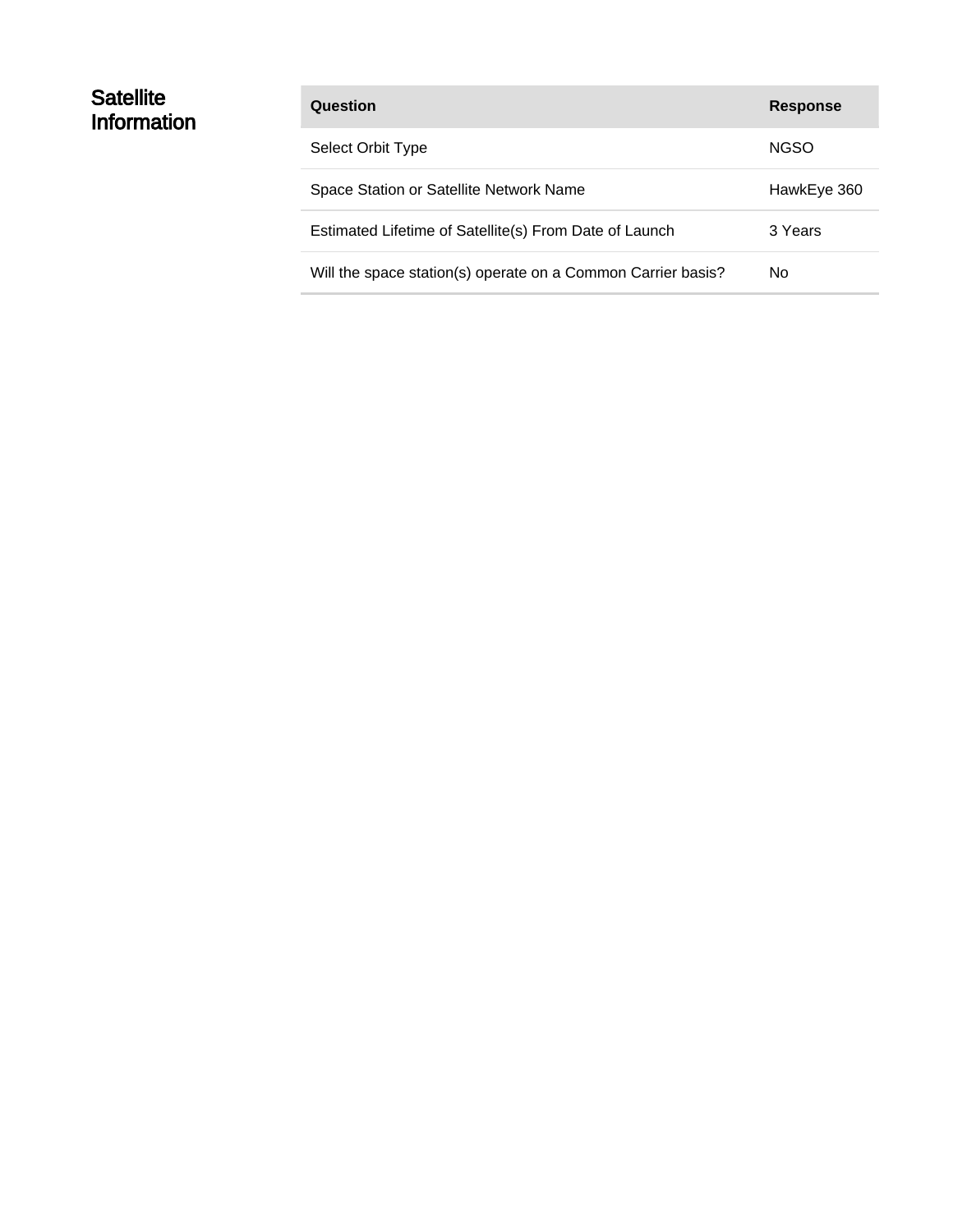## Satellite Information

| Question | Response |
|---|---|
| Select Orbit Type | NGSO |
| Space Station or Satellite Network Name | HawkEye 360 |
| Estimated Lifetime of Satellite(s) From Date of Launch | 3 Years |
| Will the space station(s) operate on a Common Carrier basis? | No |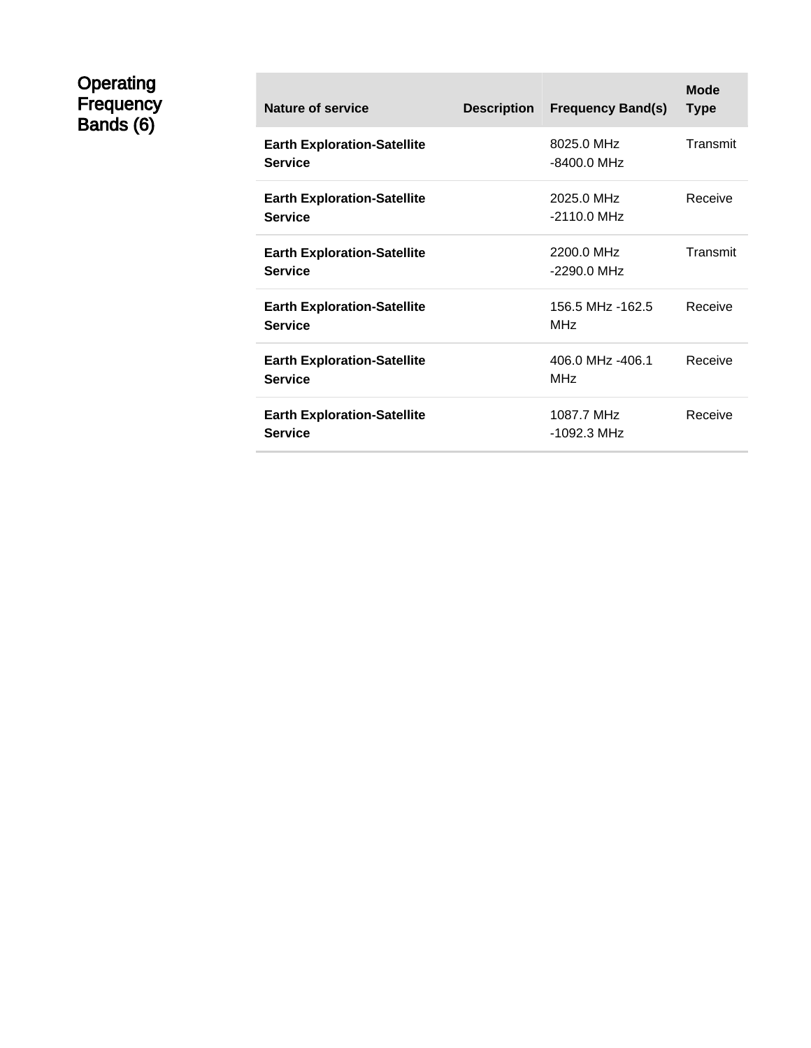## Operating Frequency Bands (6)

| Nature of service | Description | Frequency Band(s) | Mode Type |
|---|---|---|---|
| **Earth Exploration-Satellite Service** | | 8025.0 MHz -8400.0 MHz | Transmit |
| **Earth Exploration-Satellite Service** | | 2025.0 MHz -2110.0 MHz | Receive |
| **Earth Exploration-Satellite Service** | | 2200.0 MHz -2290.0 MHz | Transmit |
| **Earth Exploration-Satellite Service** | | 156.5 MHz -162.5 MHz | Receive |
| **Earth Exploration-Satellite Service** | | 406.0 MHz -406.1 MHz | Receive |
| **Earth Exploration-Satellite Service** | | 1087.7 MHz -1092.3 MHz | Receive |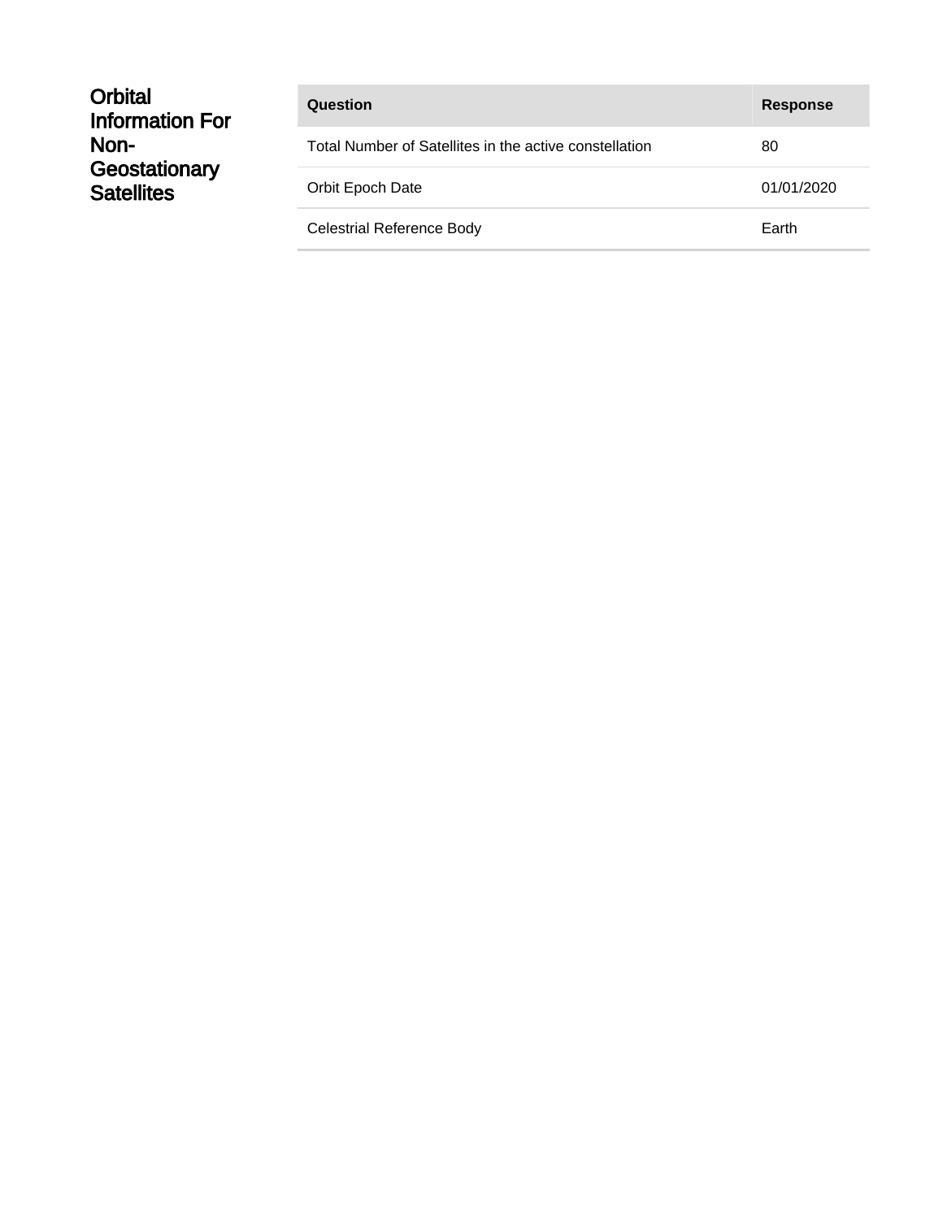## Orbital Information For Non-Geostationary Satellites

| Question | Response |
|---|---|
| Total Number of Satellites in the active constellation | 80 |
| Orbit Epoch Date | 01/01/2020 |
| Celestrial Reference Body | Earth |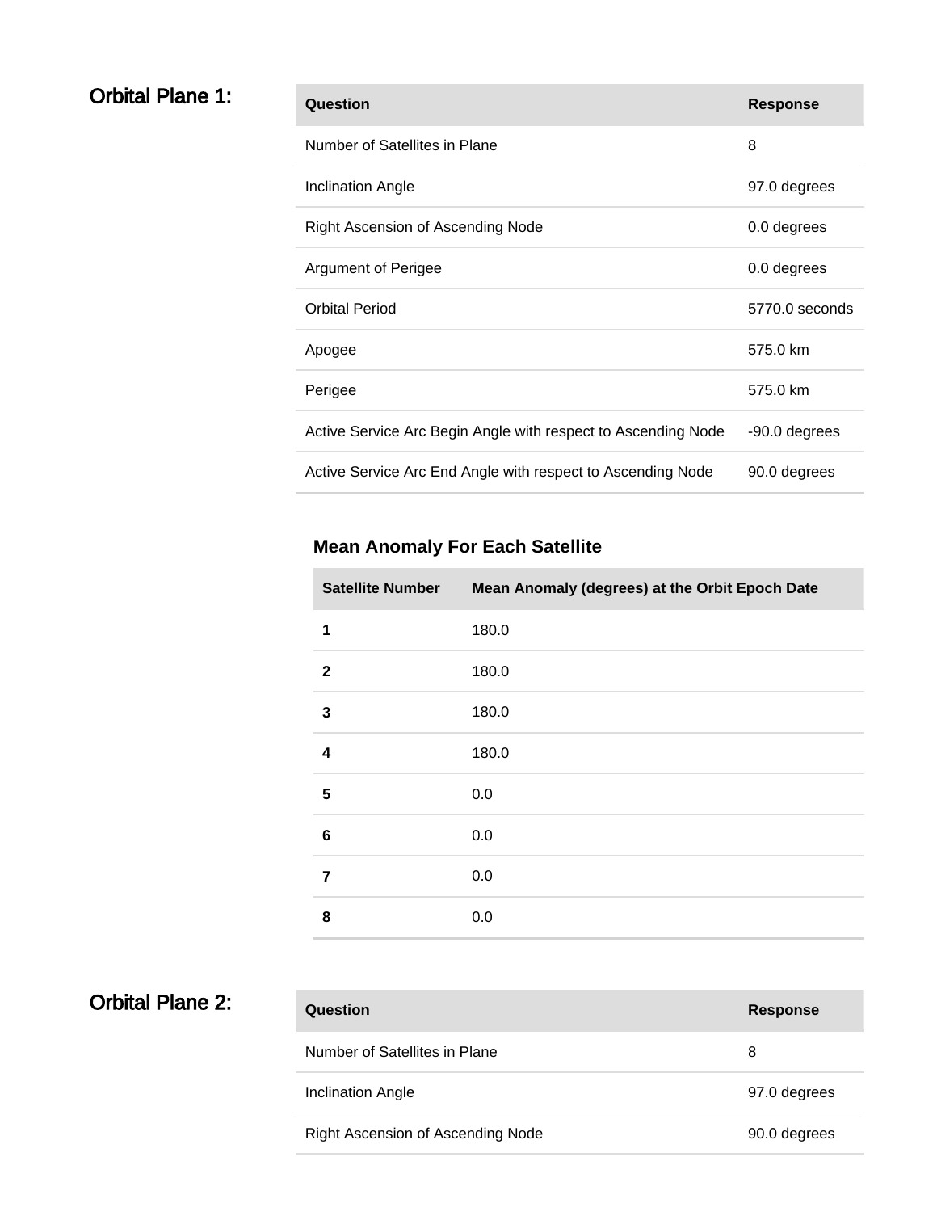## Orbital Plane 1:

| Question | Response |
|---|---|
| Number of Satellites in Plane | 8 |
| Inclination Angle | 97.0 degrees |
| Right Ascension of Ascending Node | 0.0 degrees |
| Argument of Perigee | 0.0 degrees |
| Orbital Period | 5770.0 seconds |
| Apogee | 575.0 km |
| Perigee | 575.0 km |
| Active Service Arc Begin Angle with respect to Ascending Node | -90.0 degrees |
| Active Service Arc End Angle with respect to Ascending Node | 90.0 degrees |

### Mean Anomaly For Each Satellite

| Satellite Number | Mean Anomaly (degrees) at the Orbit Epoch Date |
|---|---|
| **1** | 180.0 |
| **2** | 180.0 |
| **3** | 180.0 |
| **4** | 180.0 |
| **5** | 0.0 |
| **6** | 0.0 |
| **7** | 0.0 |
| **8** | 0.0 |

## Orbital Plane 2:

| Question | Response |
|---|---|
| Number of Satellites in Plane | 8 |
| Inclination Angle | 97.0 degrees |
| Right Ascension of Ascending Node | 90.0 degrees |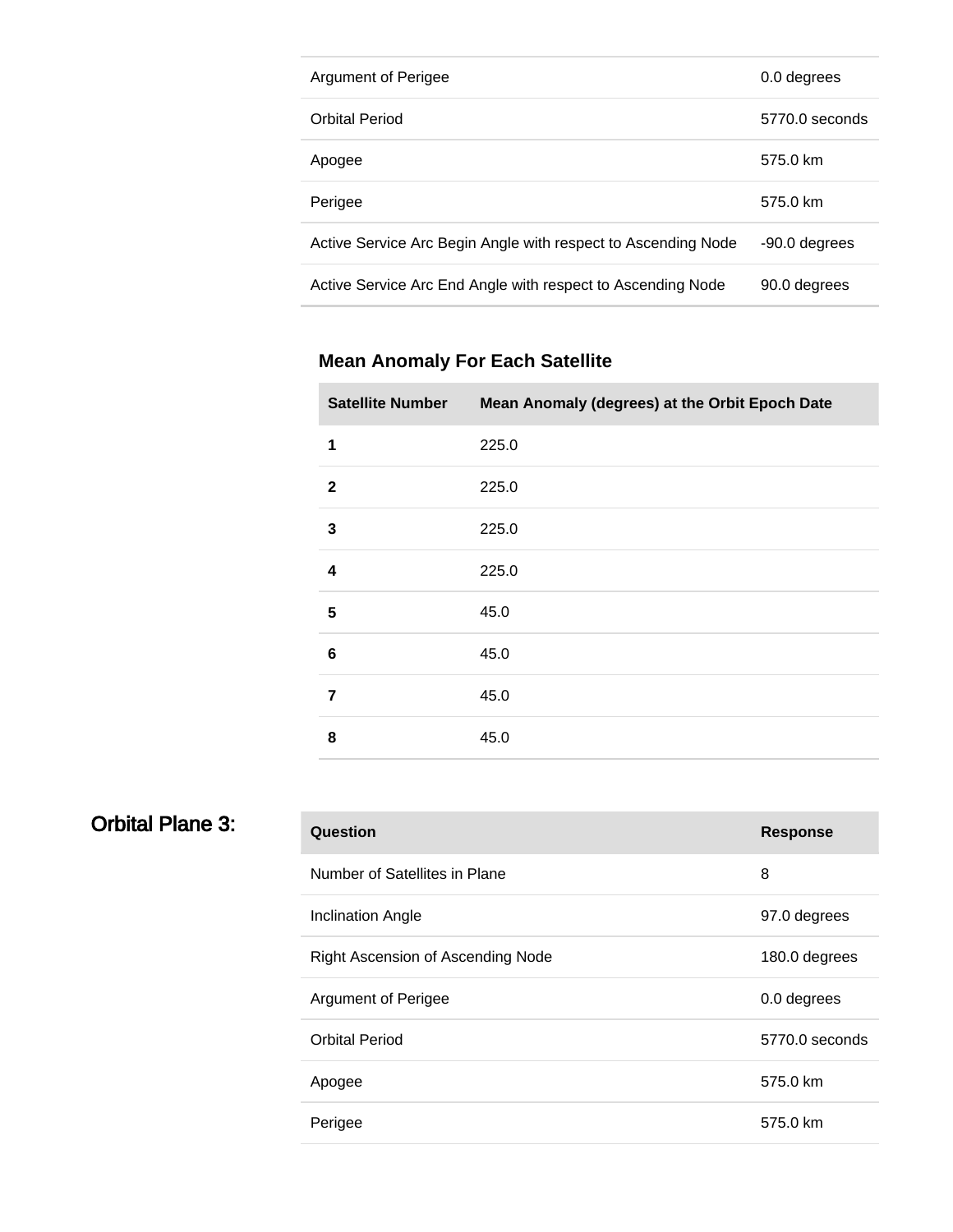| | |
|---|---|
| Argument of Perigee | 0.0 degrees |
| Orbital Period | 5770.0 seconds |
| Apogee | 575.0 km |
| Perigee | 575.0 km |
| Active Service Arc Begin Angle with respect to Ascending Node | -90.0 degrees |
| Active Service Arc End Angle with respect to Ascending Node | 90.0 degrees |

### Mean Anomaly For Each Satellite

| Satellite Number | Mean Anomaly (degrees) at the Orbit Epoch Date |
|---|---|
| **1** | 225.0 |
| **2** | 225.0 |
| **3** | 225.0 |
| **4** | 225.0 |
| **5** | 45.0 |
| **6** | 45.0 |
| **7** | 45.0 |
| **8** | 45.0 |

## Orbital Plane 3:

| Question | Response |
|---|---|
| Number of Satellites in Plane | 8 |
| Inclination Angle | 97.0 degrees |
| Right Ascension of Ascending Node | 180.0 degrees |
| Argument of Perigee | 0.0 degrees |
| Orbital Period | 5770.0 seconds |
| Apogee | 575.0 km |
| Perigee | 575.0 km |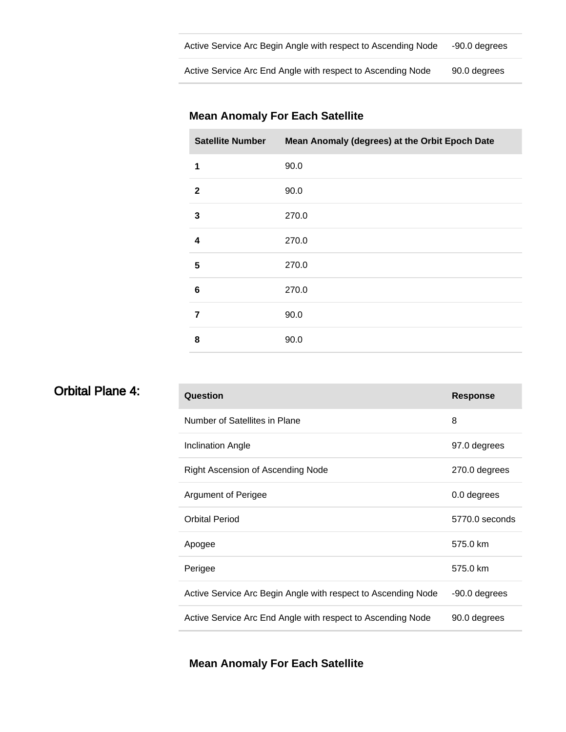| | |
|---|---|
| Active Service Arc Begin Angle with respect to Ascending Node | -90.0 degrees |
| Active Service Arc End Angle with respect to Ascending Node | 90.0 degrees |

### Mean Anomaly For Each Satellite

| Satellite Number | Mean Anomaly (degrees) at the Orbit Epoch Date |
|---|---|
| **1** | 90.0 |
| **2** | 90.0 |
| **3** | 270.0 |
| **4** | 270.0 |
| **5** | 270.0 |
| **6** | 270.0 |
| **7** | 90.0 |
| **8** | 90.0 |

## Orbital Plane 4:

| Question | Response |
|---|---|
| Number of Satellites in Plane | 8 |
| Inclination Angle | 97.0 degrees |
| Right Ascension of Ascending Node | 270.0 degrees |
| Argument of Perigee | 0.0 degrees |
| Orbital Period | 5770.0 seconds |
| Apogee | 575.0 km |
| Perigee | 575.0 km |
| Active Service Arc Begin Angle with respect to Ascending Node | -90.0 degrees |
| Active Service Arc End Angle with respect to Ascending Node | 90.0 degrees |

### Mean Anomaly For Each Satellite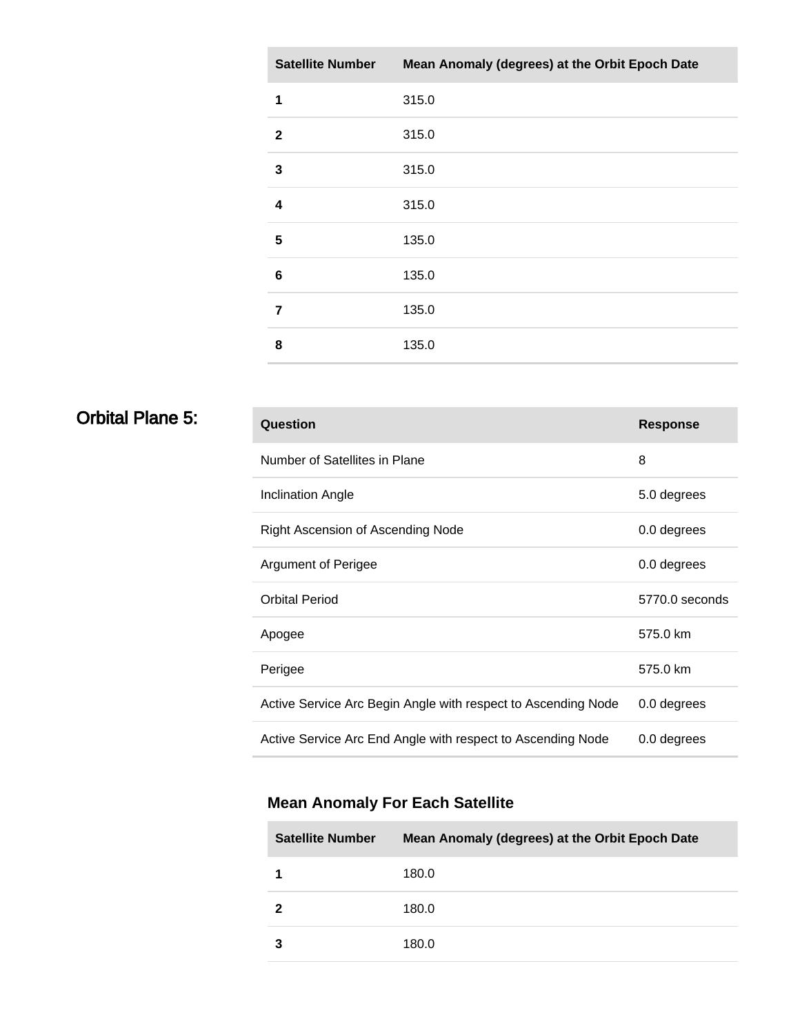| Satellite Number | Mean Anomaly (degrees) at the Orbit Epoch Date |
|---|---|
| **1** | 315.0 |
| **2** | 315.0 |
| **3** | 315.0 |
| **4** | 315.0 |
| **5** | 135.0 |
| **6** | 135.0 |
| **7** | 135.0 |
| **8** | 135.0 |

## Orbital Plane 5:

| Question | Response |
|---|---|
| Number of Satellites in Plane | 8 |
| Inclination Angle | 5.0 degrees |
| Right Ascension of Ascending Node | 0.0 degrees |
| Argument of Perigee | 0.0 degrees |
| Orbital Period | 5770.0 seconds |
| Apogee | 575.0 km |
| Perigee | 575.0 km |
| Active Service Arc Begin Angle with respect to Ascending Node | 0.0 degrees |
| Active Service Arc End Angle with respect to Ascending Node | 0.0 degrees |

### Mean Anomaly For Each Satellite

| Satellite Number | Mean Anomaly (degrees) at the Orbit Epoch Date |
|---|---|
| **1** | 180.0 |
| **2** | 180.0 |
| **3** | 180.0 |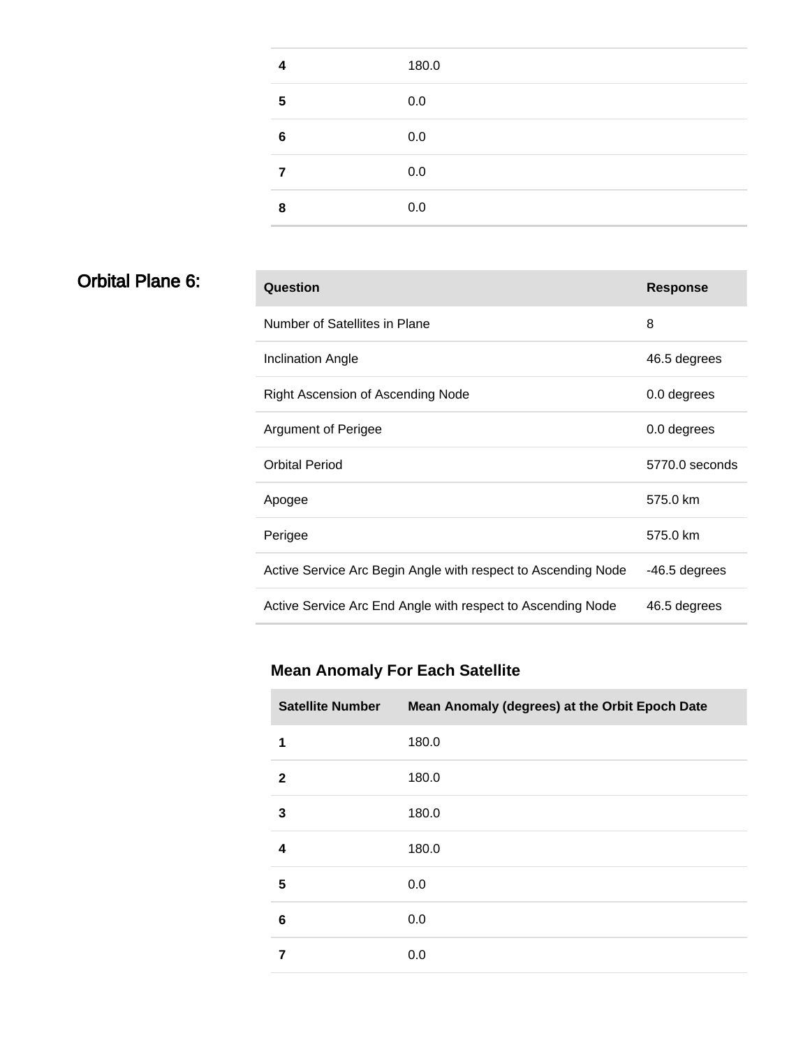| | |
|---|---|
| **4** | 180.0 |
| **5** | 0.0 |
| **6** | 0.0 |
| **7** | 0.0 |
| **8** | 0.0 |

## Orbital Plane 6:

| Question | Response |
|---|---|
| Number of Satellites in Plane | 8 |
| Inclination Angle | 46.5 degrees |
| Right Ascension of Ascending Node | 0.0 degrees |
| Argument of Perigee | 0.0 degrees |
| Orbital Period | 5770.0 seconds |
| Apogee | 575.0 km |
| Perigee | 575.0 km |
| Active Service Arc Begin Angle with respect to Ascending Node | -46.5 degrees |
| Active Service Arc End Angle with respect to Ascending Node | 46.5 degrees |

### Mean Anomaly For Each Satellite

| Satellite Number | Mean Anomaly (degrees) at the Orbit Epoch Date |
|---|---|
| **1** | 180.0 |
| **2** | 180.0 |
| **3** | 180.0 |
| **4** | 180.0 |
| **5** | 0.0 |
| **6** | 0.0 |
| **7** | 0.0 |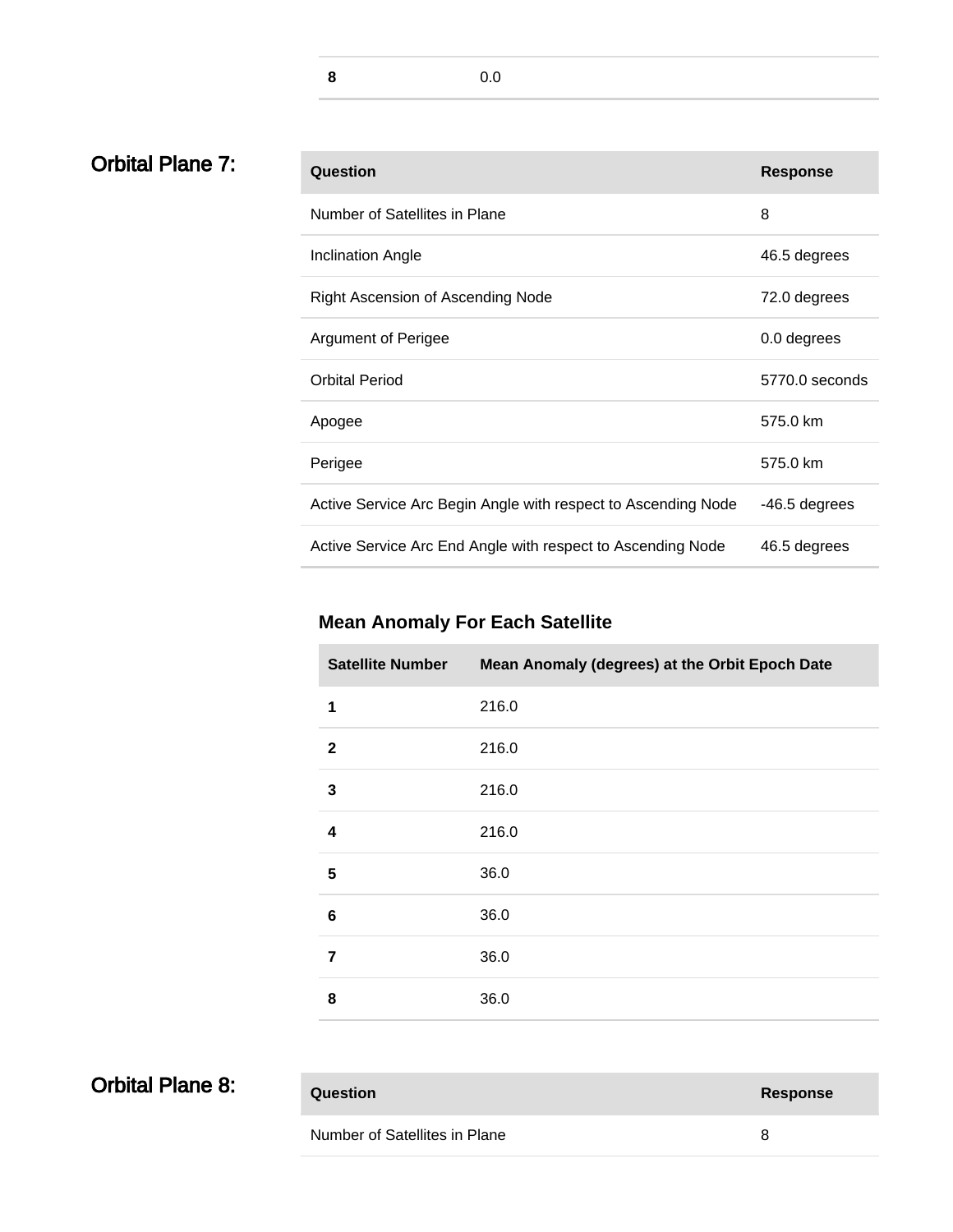| 8 | 0.0 |
|---|---|

## Orbital Plane 7:

| Question | Response |
|---|---|
| Number of Satellites in Plane | 8 |
| Inclination Angle | 46.5 degrees |
| Right Ascension of Ascending Node | 72.0 degrees |
| Argument of Perigee | 0.0 degrees |
| Orbital Period | 5770.0 seconds |
| Apogee | 575.0 km |
| Perigee | 575.0 km |
| Active Service Arc Begin Angle with respect to Ascending Node | -46.5 degrees |
| Active Service Arc End Angle with respect to Ascending Node | 46.5 degrees |

### Mean Anomaly For Each Satellite

| Satellite Number | Mean Anomaly (degrees) at the Orbit Epoch Date |
|---|---|
| 1 | 216.0 |
| 2 | 216.0 |
| 3 | 216.0 |
| 4 | 216.0 |
| 5 | 36.0 |
| 6 | 36.0 |
| 7 | 36.0 |
| 8 | 36.0 |

## Orbital Plane 8:

| Question | Response |
|---|---|
| Number of Satellites in Plane | 8 |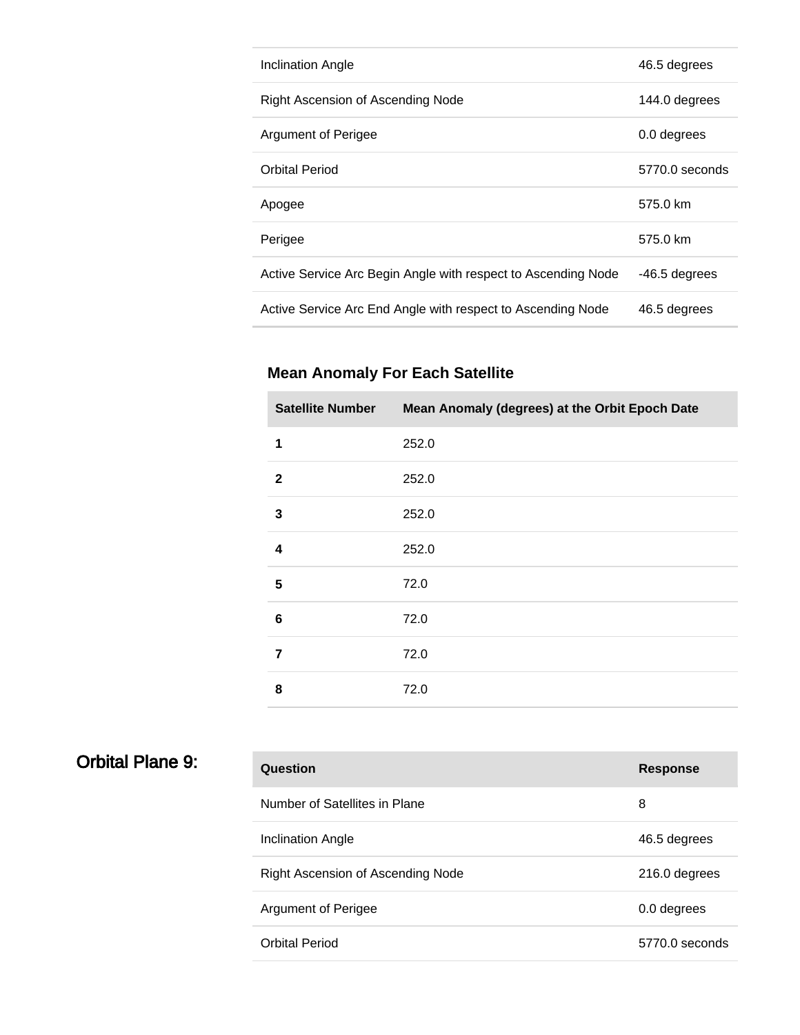| | |
|---|---|
| Inclination Angle | 46.5 degrees |
| Right Ascension of Ascending Node | 144.0 degrees |
| Argument of Perigee | 0.0 degrees |
| Orbital Period | 5770.0 seconds |
| Apogee | 575.0 km |
| Perigee | 575.0 km |
| Active Service Arc Begin Angle with respect to Ascending Node | -46.5 degrees |
| Active Service Arc End Angle with respect to Ascending Node | 46.5 degrees |

### Mean Anomaly For Each Satellite

| Satellite Number | Mean Anomaly (degrees) at the Orbit Epoch Date |
|---|---|
| **1** | 252.0 |
| **2** | 252.0 |
| **3** | 252.0 |
| **4** | 252.0 |
| **5** | 72.0 |
| **6** | 72.0 |
| **7** | 72.0 |
| **8** | 72.0 |

## Orbital Plane 9:

| Question | Response |
|---|---|
| Number of Satellites in Plane | 8 |
| Inclination Angle | 46.5 degrees |
| Right Ascension of Ascending Node | 216.0 degrees |
| Argument of Perigee | 0.0 degrees |
| Orbital Period | 5770.0 seconds |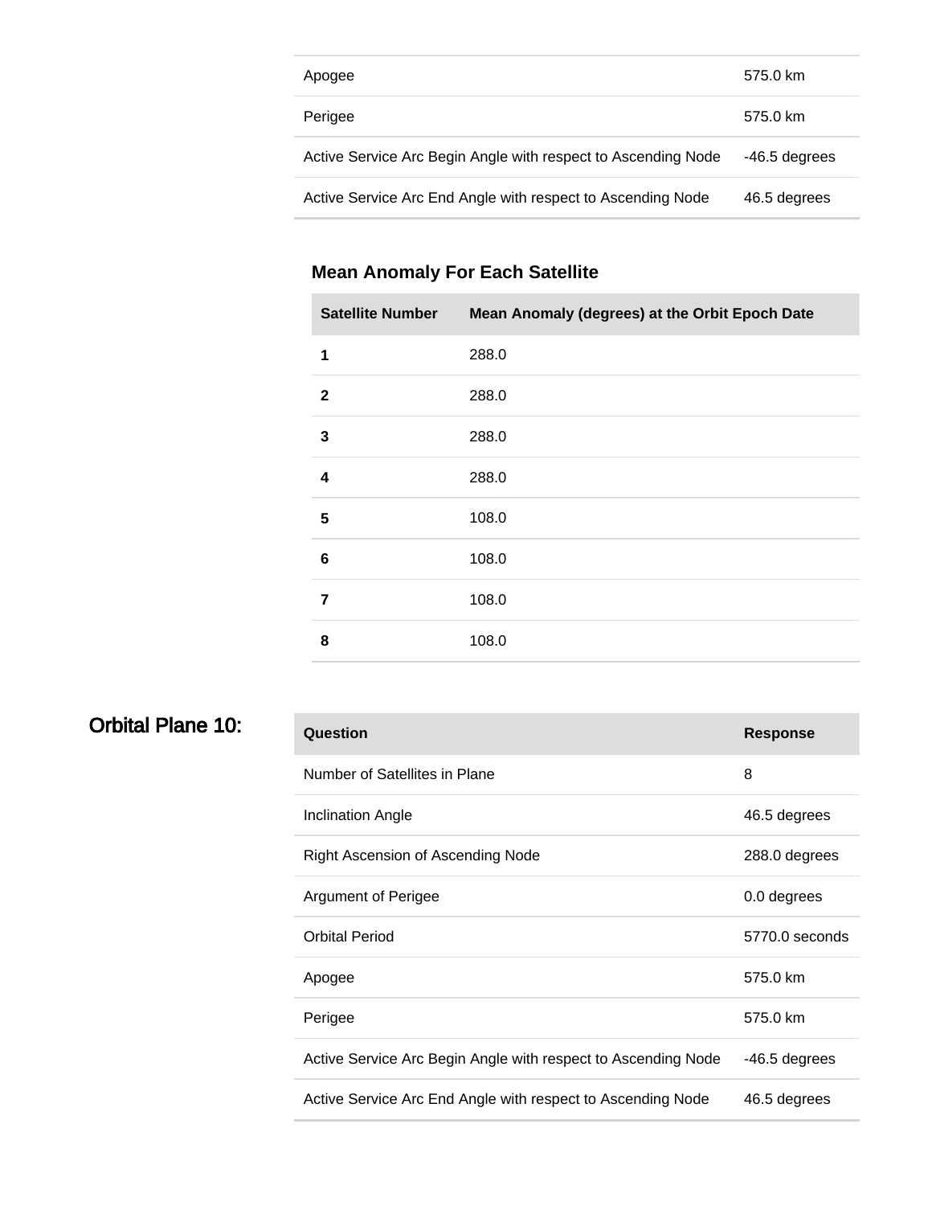| | |
|---|---|
| Apogee | 575.0 km |
| Perigee | 575.0 km |
| Active Service Arc Begin Angle with respect to Ascending Node | -46.5 degrees |
| Active Service Arc End Angle with respect to Ascending Node | 46.5 degrees |

### Mean Anomaly For Each Satellite

| Satellite Number | Mean Anomaly (degrees) at the Orbit Epoch Date |
|---|---|
| **1** | 288.0 |
| **2** | 288.0 |
| **3** | 288.0 |
| **4** | 288.0 |
| **5** | 108.0 |
| **6** | 108.0 |
| **7** | 108.0 |
| **8** | 108.0 |

## Orbital Plane 10:

| Question | Response |
|---|---|
| Number of Satellites in Plane | 8 |
| Inclination Angle | 46.5 degrees |
| Right Ascension of Ascending Node | 288.0 degrees |
| Argument of Perigee | 0.0 degrees |
| Orbital Period | 5770.0 seconds |
| Apogee | 575.0 km |
| Perigee | 575.0 km |
| Active Service Arc Begin Angle with respect to Ascending Node | -46.5 degrees |
| Active Service Arc End Angle with respect to Ascending Node | 46.5 degrees |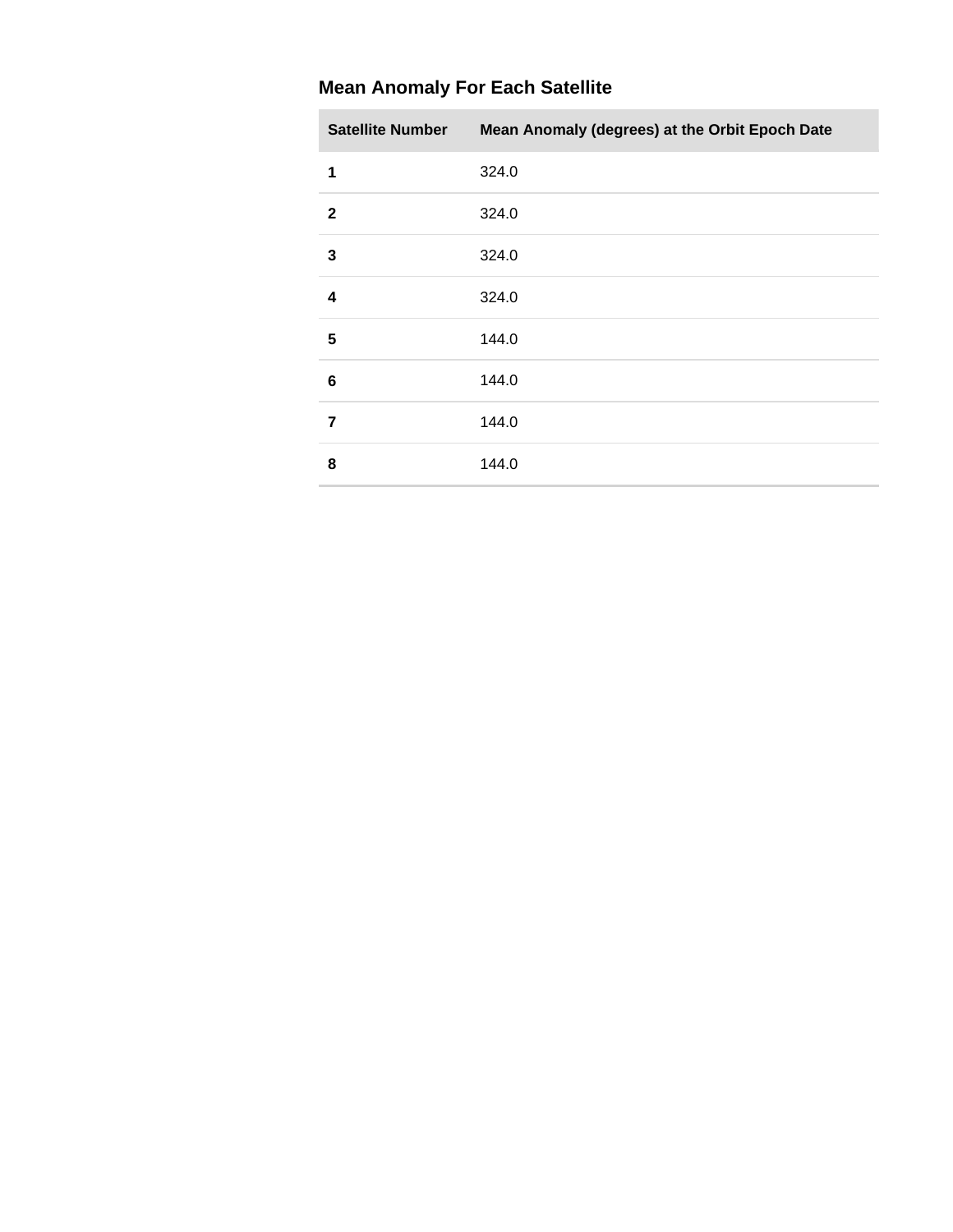### Mean Anomaly For Each Satellite

| Satellite Number | Mean Anomaly (degrees) at the Orbit Epoch Date |
| --- | --- |
| **1** | 324.0 |
| **2** | 324.0 |
| **3** | 324.0 |
| **4** | 324.0 |
| **5** | 144.0 |
| **6** | 144.0 |
| **7** | 144.0 |
| **8** | 144.0 |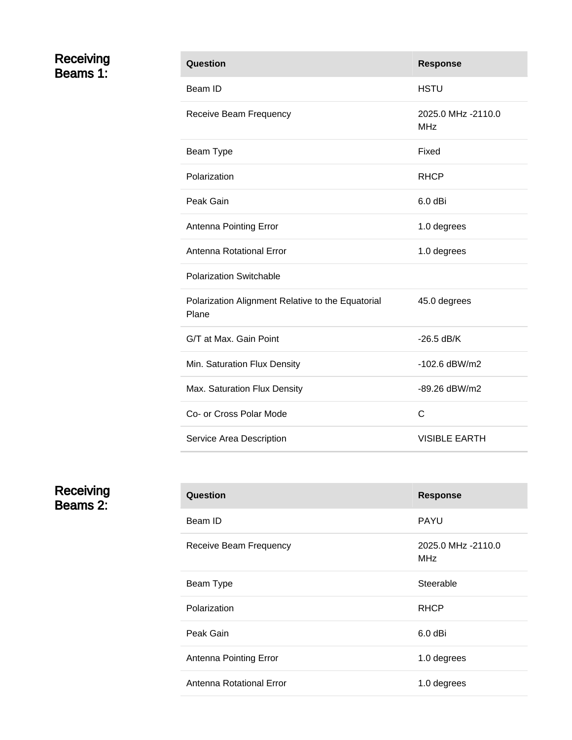## Receiving Beams 1:

| Question | Response |
| --- | --- |
| Beam ID | HSTU |
| Receive Beam Frequency | 2025.0 MHz -2110.0 MHz |
| Beam Type | Fixed |
| Polarization | RHCP |
| Peak Gain | 6.0 dBi |
| Antenna Pointing Error | 1.0 degrees |
| Antenna Rotational Error | 1.0 degrees |
| Polarization Switchable | |
| Polarization Alignment Relative to the Equatorial Plane | 45.0 degrees |
| G/T at Max. Gain Point | -26.5 dB/K |
| Min. Saturation Flux Density | -102.6 dBW/m2 |
| Max. Saturation Flux Density | -89.26 dBW/m2 |
| Co- or Cross Polar Mode | C |
| Service Area Description | VISIBLE EARTH |

## Receiving Beams 2:

| Question | Response |
| --- | --- |
| Beam ID | PAYU |
| Receive Beam Frequency | 2025.0 MHz -2110.0 MHz |
| Beam Type | Steerable |
| Polarization | RHCP |
| Peak Gain | 6.0 dBi |
| Antenna Pointing Error | 1.0 degrees |
| Antenna Rotational Error | 1.0 degrees |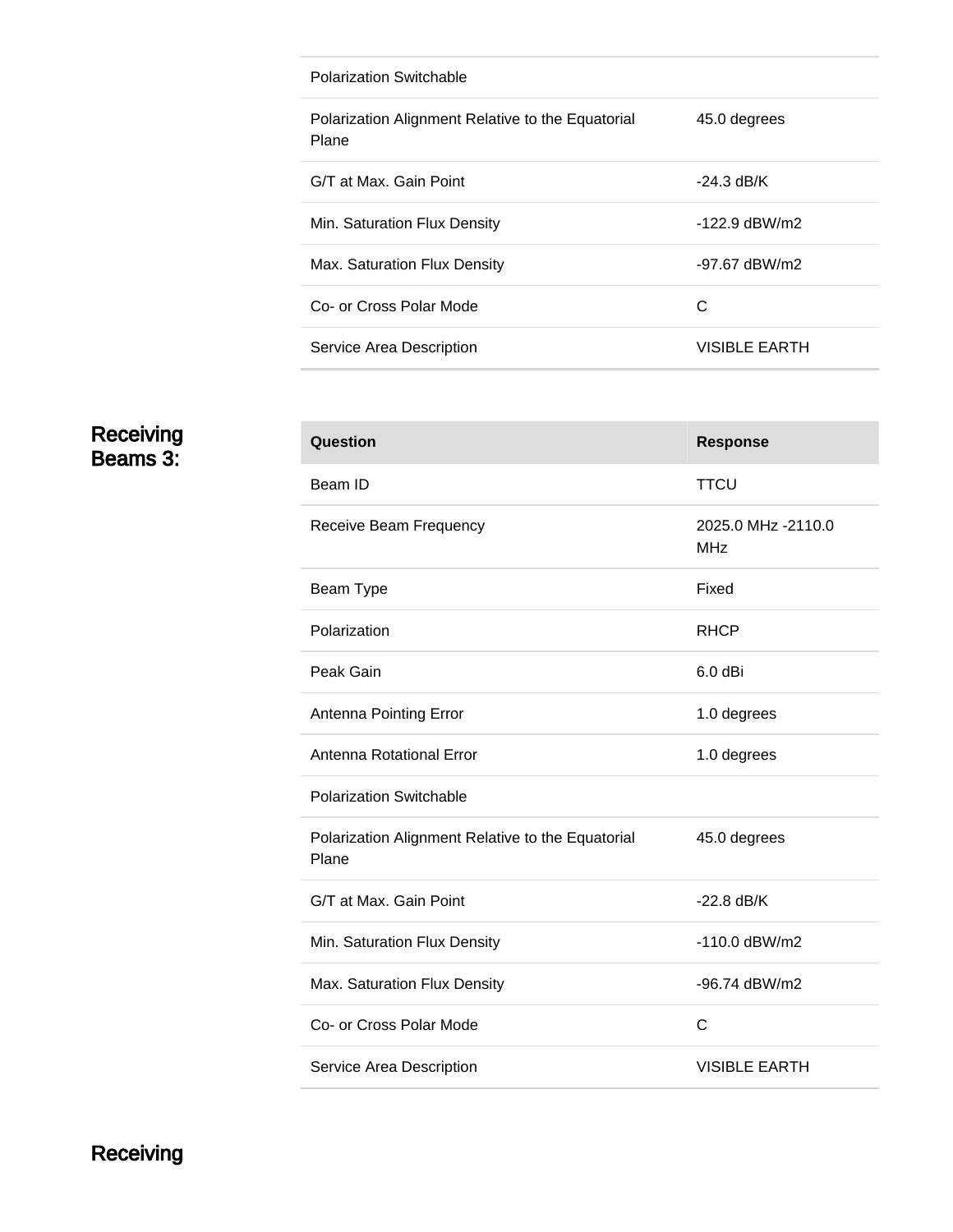| | |
|---|---|
| Polarization Switchable | |
| Polarization Alignment Relative to the Equatorial Plane | 45.0 degrees |
| G/T at Max. Gain Point | -24.3 dB/K |
| Min. Saturation Flux Density | -122.9 dBW/m2 |
| Max. Saturation Flux Density | -97.67 dBW/m2 |
| Co- or Cross Polar Mode | C |
| Service Area Description | VISIBLE EARTH |

## Receiving Beams 3:

| Question | Response |
|---|---|
| Beam ID | TTCU |
| Receive Beam Frequency | 2025.0 MHz -2110.0 MHz |
| Beam Type | Fixed |
| Polarization | RHCP |
| Peak Gain | 6.0 dBi |
| Antenna Pointing Error | 1.0 degrees |
| Antenna Rotational Error | 1.0 degrees |
| Polarization Switchable | |
| Polarization Alignment Relative to the Equatorial Plane | 45.0 degrees |
| G/T at Max. Gain Point | -22.8 dB/K |
| Min. Saturation Flux Density | -110.0 dBW/m2 |
| Max. Saturation Flux Density | -96.74 dBW/m2 |
| Co- or Cross Polar Mode | C |
| Service Area Description | VISIBLE EARTH |

## Receiving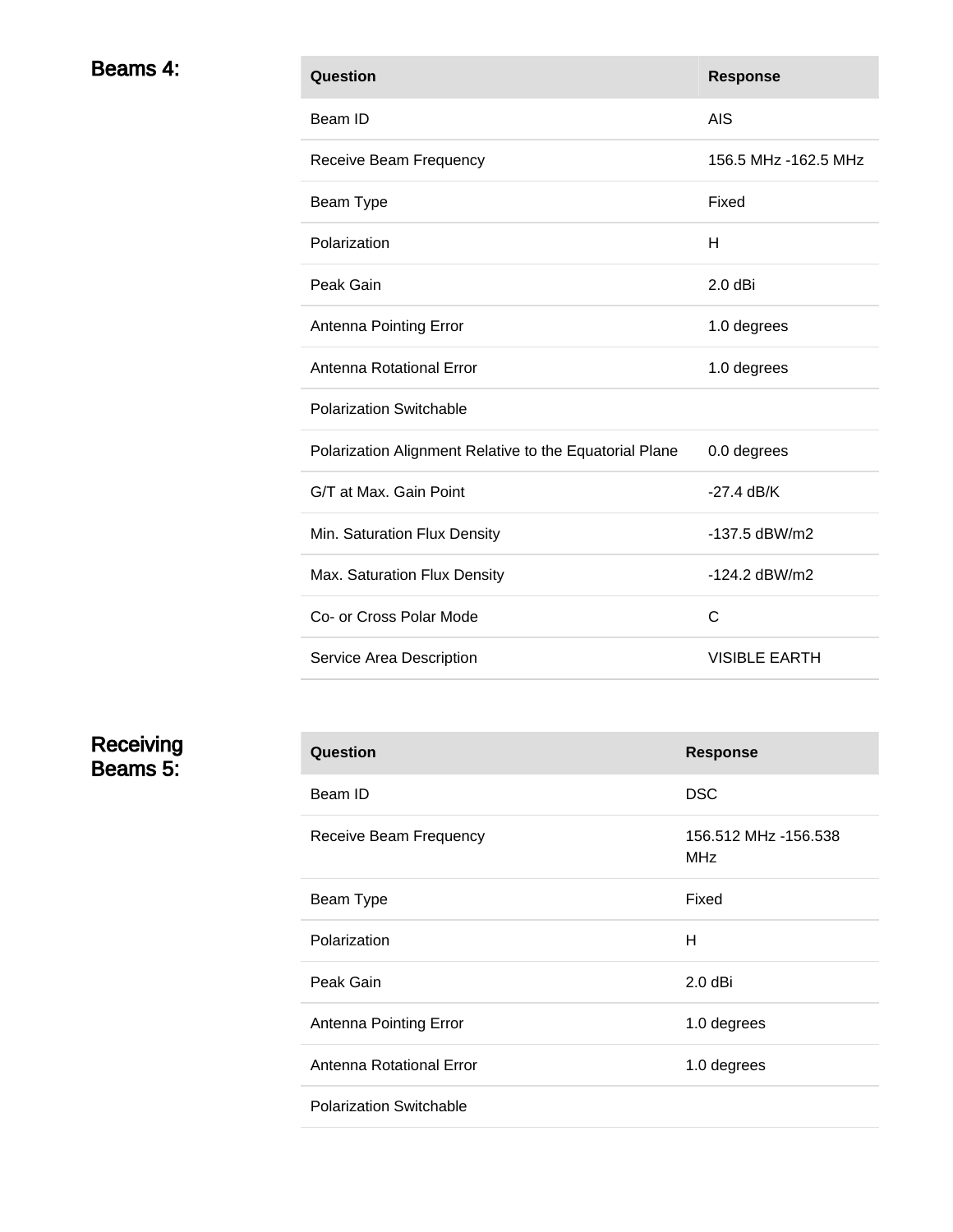## Beams 4:

| Question | Response |
| --- | --- |
| Beam ID | AIS |
| Receive Beam Frequency | 156.5 MHz -162.5 MHz |
| Beam Type | Fixed |
| Polarization | H |
| Peak Gain | 2.0 dBi |
| Antenna Pointing Error | 1.0 degrees |
| Antenna Rotational Error | 1.0 degrees |
| Polarization Switchable | |
| Polarization Alignment Relative to the Equatorial Plane | 0.0 degrees |
| G/T at Max. Gain Point | -27.4 dB/K |
| Min. Saturation Flux Density | -137.5 dBW/m2 |
| Max. Saturation Flux Density | -124.2 dBW/m2 |
| Co- or Cross Polar Mode | C |
| Service Area Description | VISIBLE EARTH |

## Receiving Beams 5:

| Question | Response |
| --- | --- |
| Beam ID | DSC |
| Receive Beam Frequency | 156.512 MHz -156.538 MHz |
| Beam Type | Fixed |
| Polarization | H |
| Peak Gain | 2.0 dBi |
| Antenna Pointing Error | 1.0 degrees |
| Antenna Rotational Error | 1.0 degrees |
| Polarization Switchable | |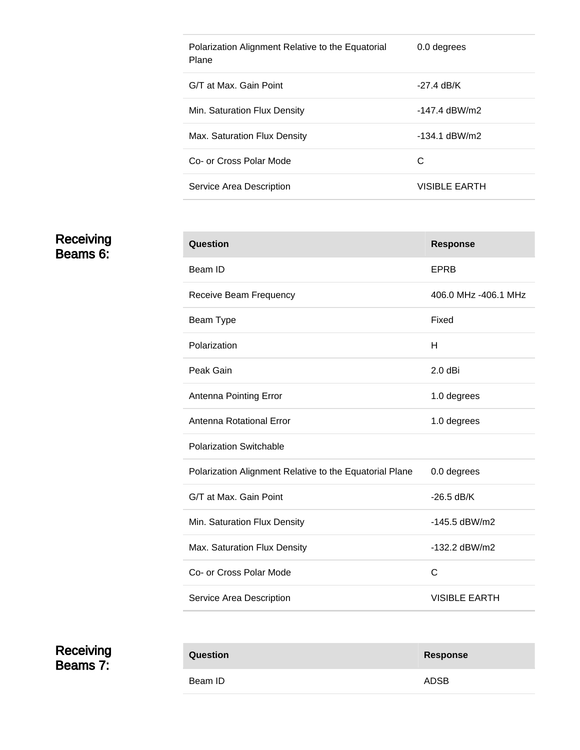| | |
|---|---|
| Polarization Alignment Relative to the Equatorial Plane | 0.0 degrees |
| G/T at Max. Gain Point | -27.4 dB/K |
| Min. Saturation Flux Density | -147.4 dBW/m2 |
| Max. Saturation Flux Density | -134.1 dBW/m2 |
| Co- or Cross Polar Mode | C |
| Service Area Description | VISIBLE EARTH |

## Receiving Beams 6:

| Question | Response |
|---|---|
| Beam ID | EPRB |
| Receive Beam Frequency | 406.0 MHz -406.1 MHz |
| Beam Type | Fixed |
| Polarization | H |
| Peak Gain | 2.0 dBi |
| Antenna Pointing Error | 1.0 degrees |
| Antenna Rotational Error | 1.0 degrees |
| Polarization Switchable | |
| Polarization Alignment Relative to the Equatorial Plane | 0.0 degrees |
| G/T at Max. Gain Point | -26.5 dB/K |
| Min. Saturation Flux Density | -145.5 dBW/m2 |
| Max. Saturation Flux Density | -132.2 dBW/m2 |
| Co- or Cross Polar Mode | C |
| Service Area Description | VISIBLE EARTH |

## Receiving Beams 7:

| Question | Response |
|---|---|
| Beam ID | ADSB |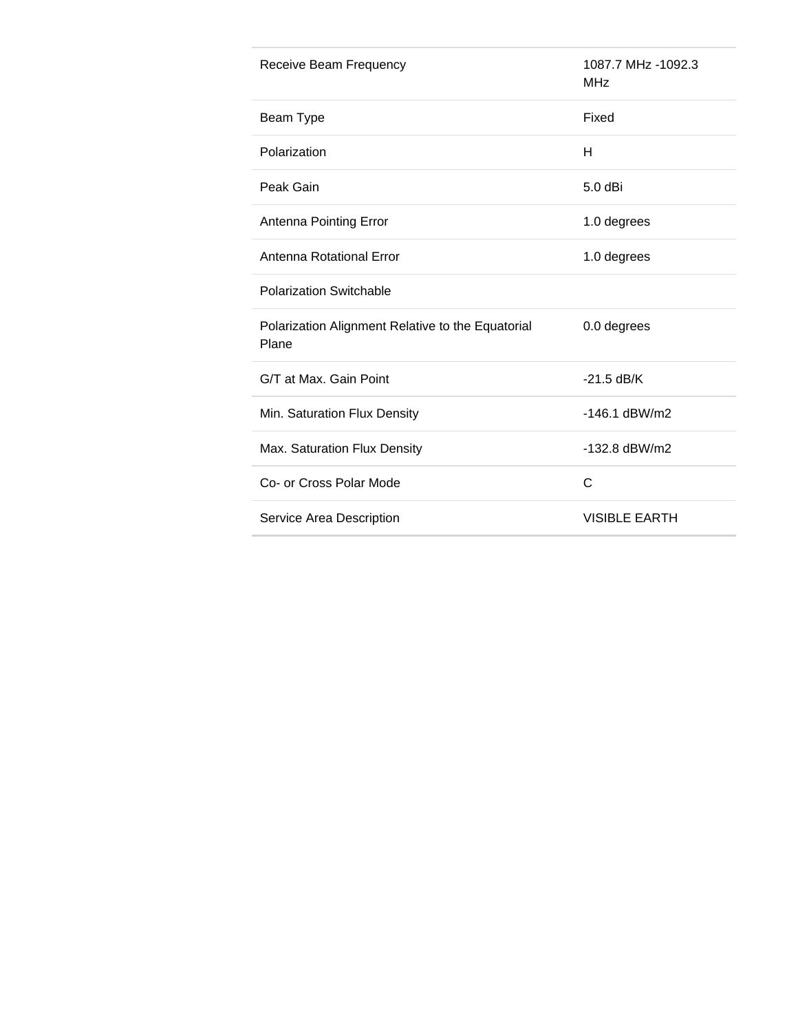| | |
|---|---|
| Receive Beam Frequency | 1087.7 MHz -1092.3 MHz |
| Beam Type | Fixed |
| Polarization | H |
| Peak Gain | 5.0 dBi |
| Antenna Pointing Error | 1.0 degrees |
| Antenna Rotational Error | 1.0 degrees |
| Polarization Switchable | |
| Polarization Alignment Relative to the Equatorial Plane | 0.0 degrees |
| G/T at Max. Gain Point | -21.5 dB/K |
| Min. Saturation Flux Density | -146.1 dBW/m2 |
| Max. Saturation Flux Density | -132.8 dBW/m2 |
| Co- or Cross Polar Mode | C |
| Service Area Description | VISIBLE EARTH |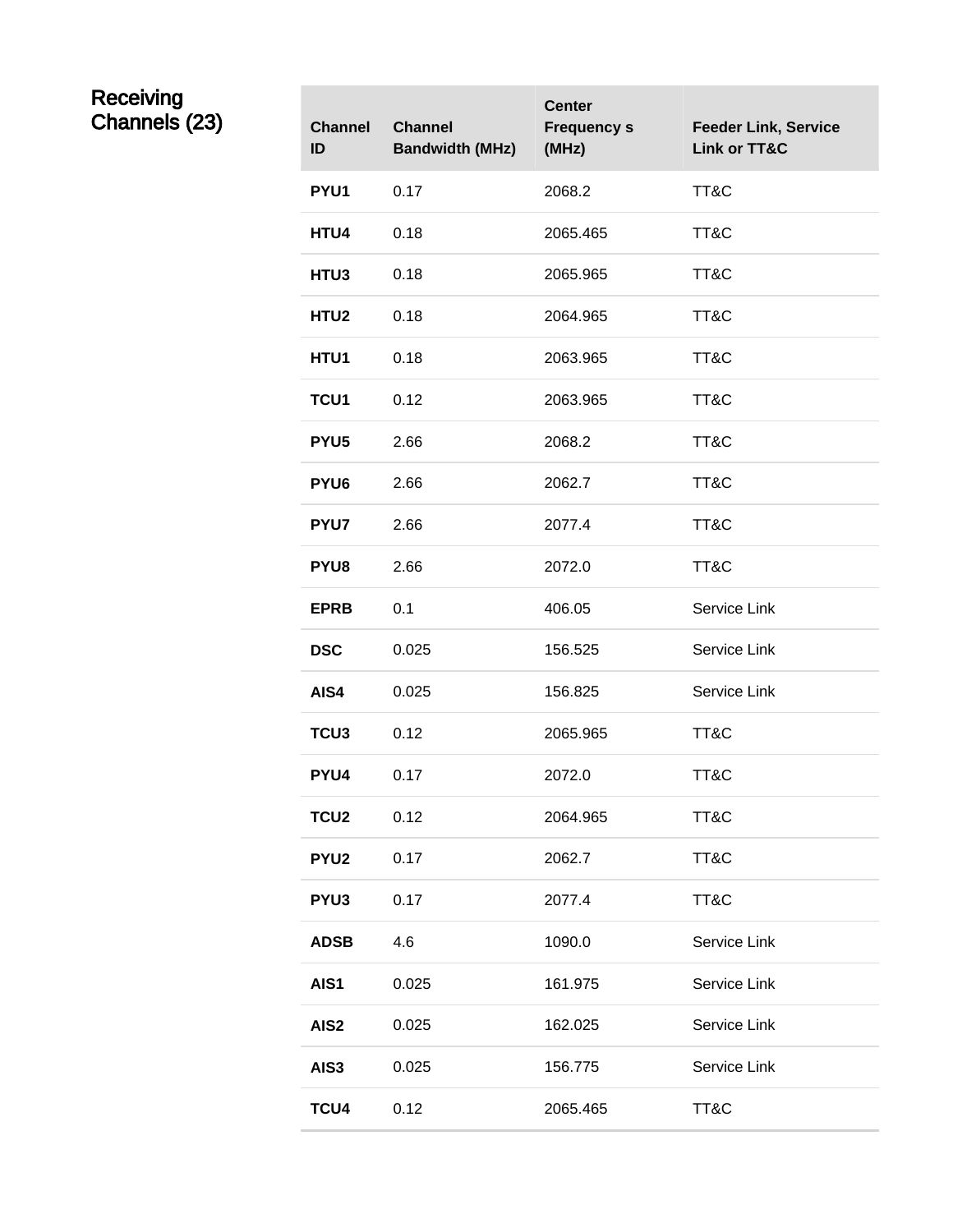## Receiving Channels (23)

| Channel ID | Channel Bandwidth (MHz) | Center Frequency s (MHz) | Feeder Link, Service Link or TT&C |
|---|---|---|---|
| **PYU1** | 0.17 | 2068.2 | TT&C |
| **HTU4** | 0.18 | 2065.465 | TT&C |
| **HTU3** | 0.18 | 2065.965 | TT&C |
| **HTU2** | 0.18 | 2064.965 | TT&C |
| **HTU1** | 0.18 | 2063.965 | TT&C |
| **TCU1** | 0.12 | 2063.965 | TT&C |
| **PYU5** | 2.66 | 2068.2 | TT&C |
| **PYU6** | 2.66 | 2062.7 | TT&C |
| **PYU7** | 2.66 | 2077.4 | TT&C |
| **PYU8** | 2.66 | 2072.0 | TT&C |
| **EPRB** | 0.1 | 406.05 | Service Link |
| **DSC** | 0.025 | 156.525 | Service Link |
| **AIS4** | 0.025 | 156.825 | Service Link |
| **TCU3** | 0.12 | 2065.965 | TT&C |
| **PYU4** | 0.17 | 2072.0 | TT&C |
| **TCU2** | 0.12 | 2064.965 | TT&C |
| **PYU2** | 0.17 | 2062.7 | TT&C |
| **PYU3** | 0.17 | 2077.4 | TT&C |
| **ADSB** | 4.6 | 1090.0 | Service Link |
| **AIS1** | 0.025 | 161.975 | Service Link |
| **AIS2** | 0.025 | 162.025 | Service Link |
| **AIS3** | 0.025 | 156.775 | Service Link |
| **TCU4** | 0.12 | 2065.465 | TT&C |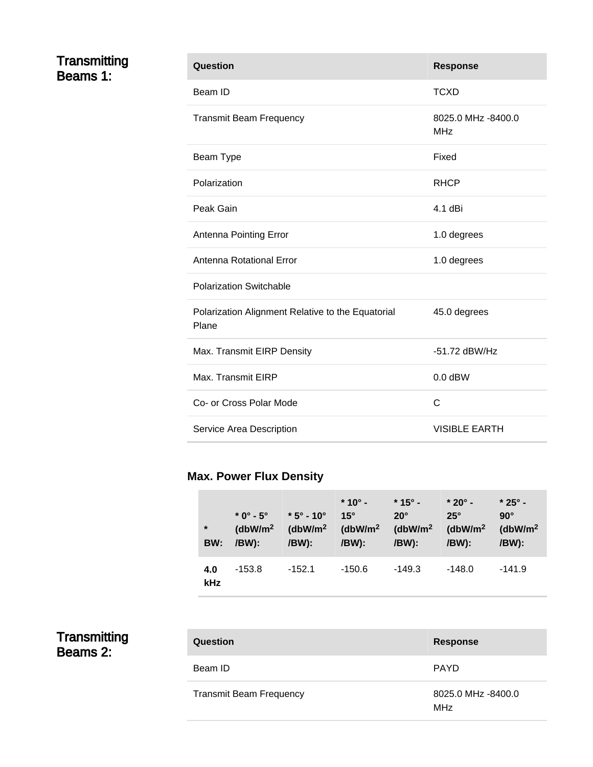## Transmitting Beams 1:

| Question | Response |
| --- | --- |
| Beam ID | TCXD |
| Transmit Beam Frequency | 8025.0 MHz -8400.0 MHz |
| Beam Type | Fixed |
| Polarization | RHCP |
| Peak Gain | 4.1 dBi |
| Antenna Pointing Error | 1.0 degrees |
| Antenna Rotational Error | 1.0 degrees |
| Polarization Switchable | |
| Polarization Alignment Relative to the Equatorial Plane | 45.0 degrees |
| Max. Transmit EIRP Density | -51.72 dBW/Hz |
| Max. Transmit EIRP | 0.0 dBW |
| Co- or Cross Polar Mode | C |
| Service Area Description | VISIBLE EARTH |

### Max. Power Flux Density

| * BW: | * 0° - 5° (dbW/m$^2$ /BW): | * 5° - 10° (dbW/m$^2$ /BW): | * 10° - 15° (dbW/m$^2$ /BW): | * 15° - 20° (dbW/m$^2$ /BW): | * 20° - 25° (dbW/m$^2$ /BW): | * 25° - 90° (dbW/m$^2$ /BW): |
| --- | --- | --- | --- | --- | --- | --- |
| **4.0 kHz** | -153.8 | -152.1 | -150.6 | -149.3 | -148.0 | -141.9 |

## Transmitting Beams 2:

| Question | Response |
| --- | --- |
| Beam ID | PAYD |
| Transmit Beam Frequency | 8025.0 MHz -8400.0 MHz |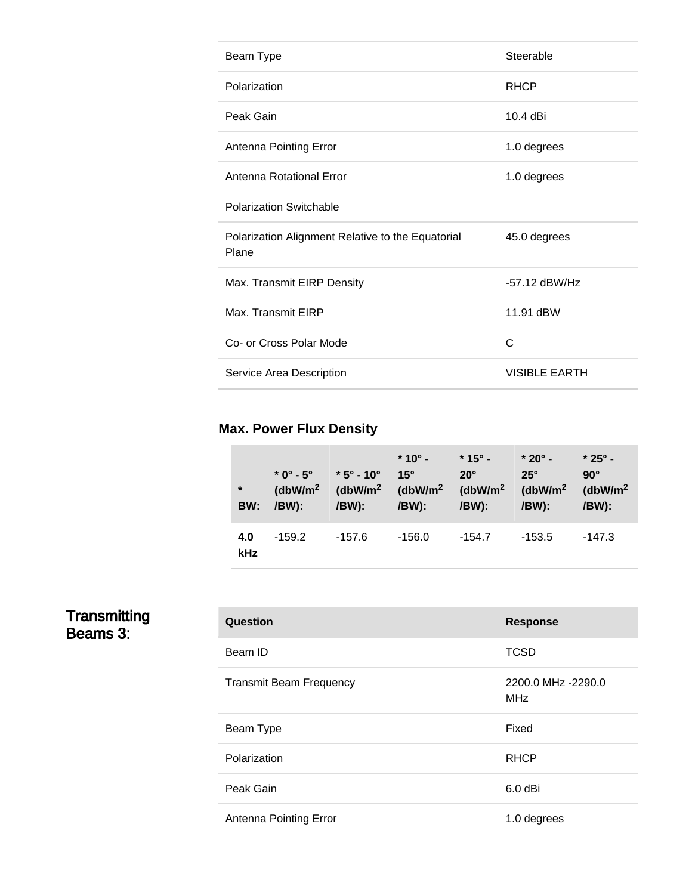| | |
|---|---|
| Beam Type | Steerable |
| Polarization | RHCP |
| Peak Gain | 10.4 dBi |
| Antenna Pointing Error | 1.0 degrees |
| Antenna Rotational Error | 1.0 degrees |
| Polarization Switchable | |
| Polarization Alignment Relative to the Equatorial Plane | 45.0 degrees |
| Max. Transmit EIRP Density | -57.12 dBW/Hz |
| Max. Transmit EIRP | 11.91 dBW |
| Co- or Cross Polar Mode | C |
| Service Area Description | VISIBLE EARTH |

### Max. Power Flux Density

| * BW: | * 0° - 5° (dbW/m$^2$ /BW): | * 5° - 10° (dbW/m$^2$ /BW): | * 10° - 15° (dbW/m$^2$ /BW): | * 15° - 20° (dbW/m$^2$ /BW): | * 20° - 25° (dbW/m$^2$ /BW): | * 25° - 90° (dbW/m$^2$ /BW): |
|---|---|---|---|---|---|---|
| **4.0 kHz** | -159.2 | -157.6 | -156.0 | -154.7 | -153.5 | -147.3 |

## Transmitting Beams 3:

| Question | Response |
|---|---|
| Beam ID | TCSD |
| Transmit Beam Frequency | 2200.0 MHz -2290.0 MHz |
| Beam Type | Fixed |
| Polarization | RHCP |
| Peak Gain | 6.0 dBi |
| Antenna Pointing Error | 1.0 degrees |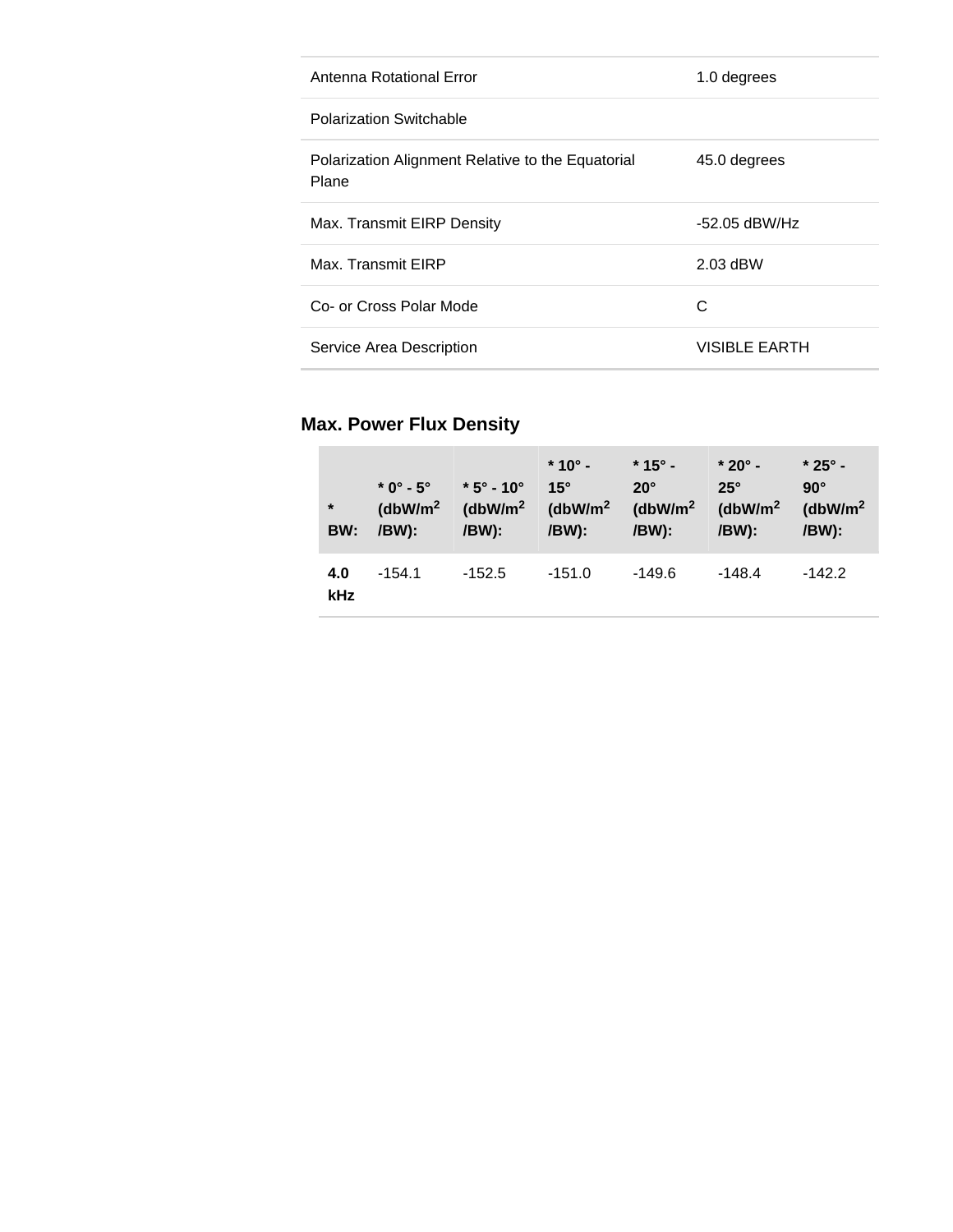| | |
|---|---|
| Antenna Rotational Error | 1.0 degrees |
| Polarization Switchable | |
| Polarization Alignment Relative to the Equatorial Plane | 45.0 degrees |
| Max. Transmit EIRP Density | -52.05 dBW/Hz |
| Max. Transmit EIRP | 2.03 dBW |
| Co- or Cross Polar Mode | C |
| Service Area Description | VISIBLE EARTH |

### Max. Power Flux Density

| * BW: | * 0° - 5° (dbW/m$^2$ /BW): | * 5° - 10° (dbW/m$^2$ /BW): | * 10° - 15° (dbW/m$^2$ /BW): | * 15° - 20° (dbW/m$^2$ /BW): | * 20° - 25° (dbW/m$^2$ /BW): | * 25° - 90° (dbW/m$^2$ /BW): |
|---|---|---|---|---|---|---|
| **4.0 kHz** | -154.1 | -152.5 | -151.0 | -149.6 | -148.4 | -142.2 |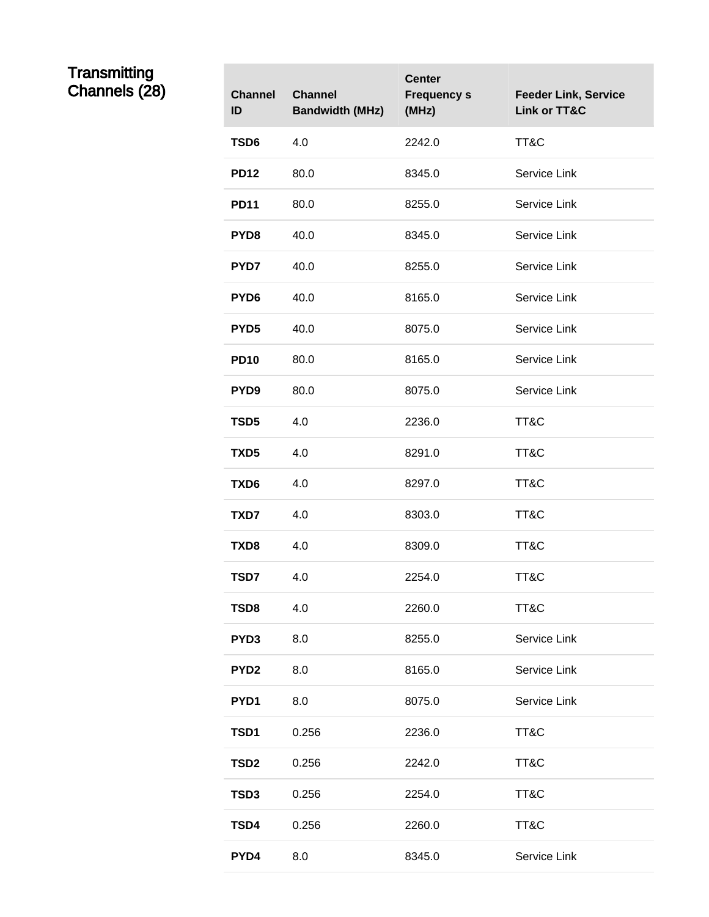**Transmitting Channels (28)**

| Channel ID | Channel Bandwidth (MHz) | Center Frequency s (MHz) | Feeder Link, Service Link or TT&C |
|---|---|---|---|
| **TSD6** | 4.0 | 2242.0 | TT&C |
| **PD12** | 80.0 | 8345.0 | Service Link |
| **PD11** | 80.0 | 8255.0 | Service Link |
| **PYD8** | 40.0 | 8345.0 | Service Link |
| **PYD7** | 40.0 | 8255.0 | Service Link |
| **PYD6** | 40.0 | 8165.0 | Service Link |
| **PYD5** | 40.0 | 8075.0 | Service Link |
| **PD10** | 80.0 | 8165.0 | Service Link |
| **PYD9** | 80.0 | 8075.0 | Service Link |
| **TSD5** | 4.0 | 2236.0 | TT&C |
| **TXD5** | 4.0 | 8291.0 | TT&C |
| **TXD6** | 4.0 | 8297.0 | TT&C |
| **TXD7** | 4.0 | 8303.0 | TT&C |
| **TXD8** | 4.0 | 8309.0 | TT&C |
| **TSD7** | 4.0 | 2254.0 | TT&C |
| **TSD8** | 4.0 | 2260.0 | TT&C |
| **PYD3** | 8.0 | 8255.0 | Service Link |
| **PYD2** | 8.0 | 8165.0 | Service Link |
| **PYD1** | 8.0 | 8075.0 | Service Link |
| **TSD1** | 0.256 | 2236.0 | TT&C |
| **TSD2** | 0.256 | 2242.0 | TT&C |
| **TSD3** | 0.256 | 2254.0 | TT&C |
| **TSD4** | 0.256 | 2260.0 | TT&C |
| **PYD4** | 8.0 | 8345.0 | Service Link |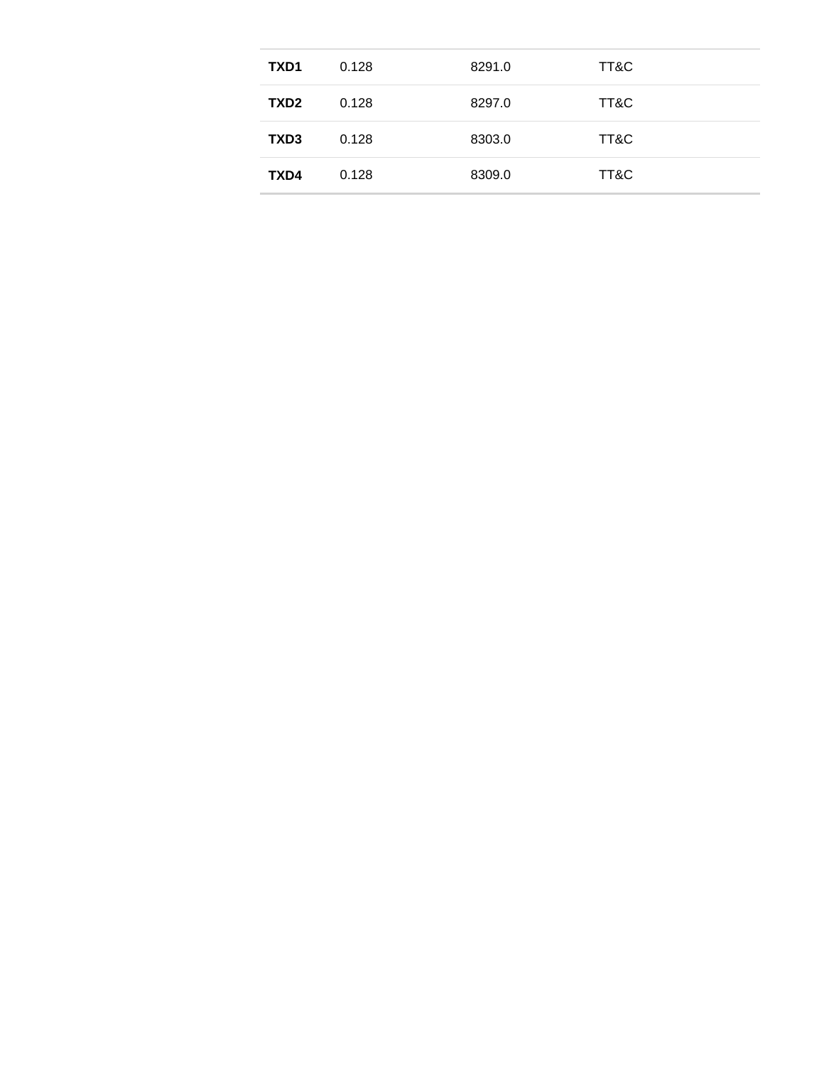| TXD1 | 0.128 | 8291.0 | TT&C |
|---|---|---|---|
| **TXD2** | 0.128 | 8297.0 | TT&C |
| **TXD3** | 0.128 | 8303.0 | TT&C |
| **TXD4** | 0.128 | 8309.0 | TT&C |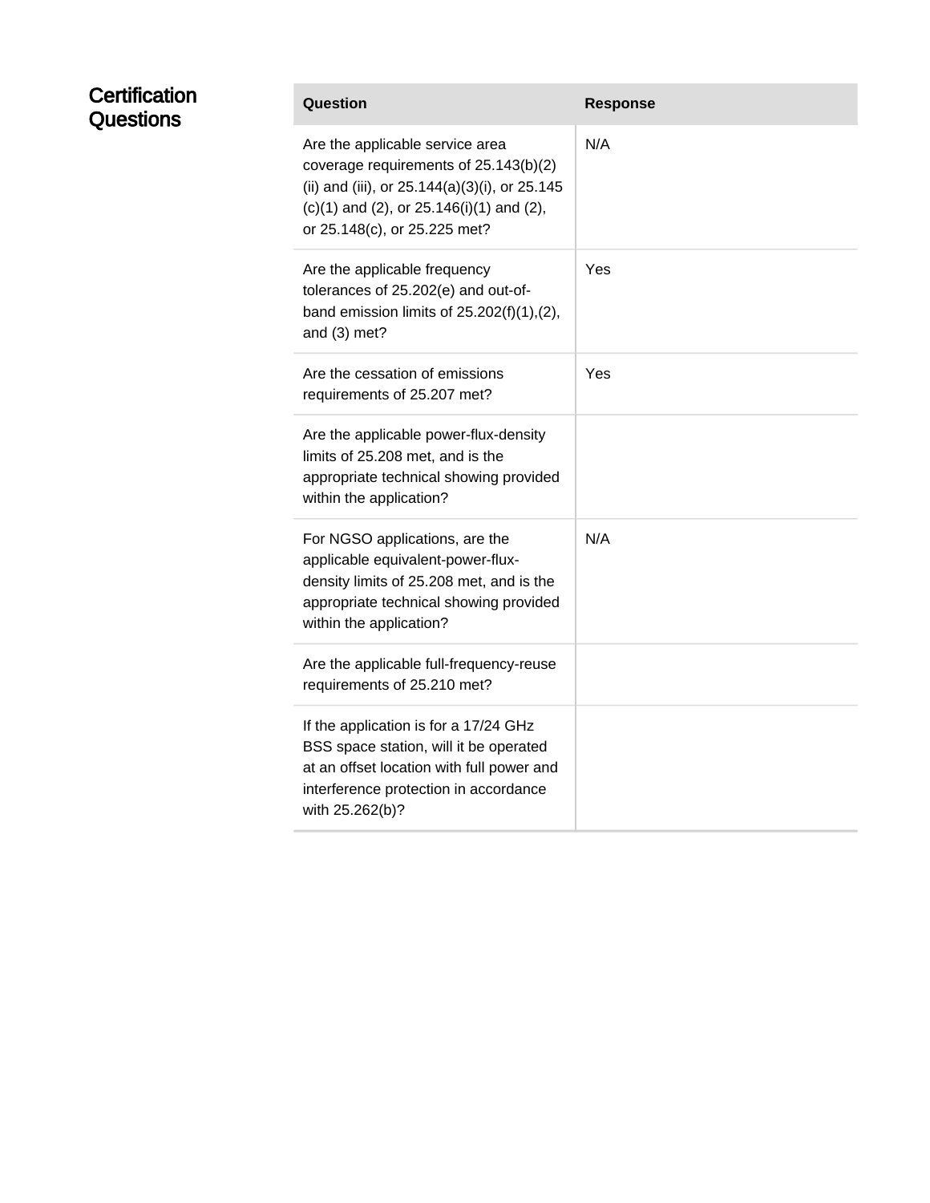## Certification Questions

| Question | Response |
|---|---|
| Are the applicable service area coverage requirements of 25.143(b)(2)(ii) and (iii), or 25.144(a)(3)(i), or 25.145(c)(1) and (2), or 25.146(i)(1) and (2), or 25.148(c), or 25.225 met? | N/A |
| Are the applicable frequency tolerances of 25.202(e) and out-of-band emission limits of 25.202(f)(1),(2), and (3) met? | Yes |
| Are the cessation of emissions requirements of 25.207 met? | Yes |
| Are the applicable power-flux-density limits of 25.208 met, and is the appropriate technical showing provided within the application? | |
| For NGSO applications, are the applicable equivalent-power-flux-density limits of 25.208 met, and is the appropriate technical showing provided within the application? | N/A |
| Are the applicable full-frequency-reuse requirements of 25.210 met? | |
| If the application is for a 17/24 GHz BSS space station, will it be operated at an offset location with full power and interference protection in accordance with 25.262(b)? | |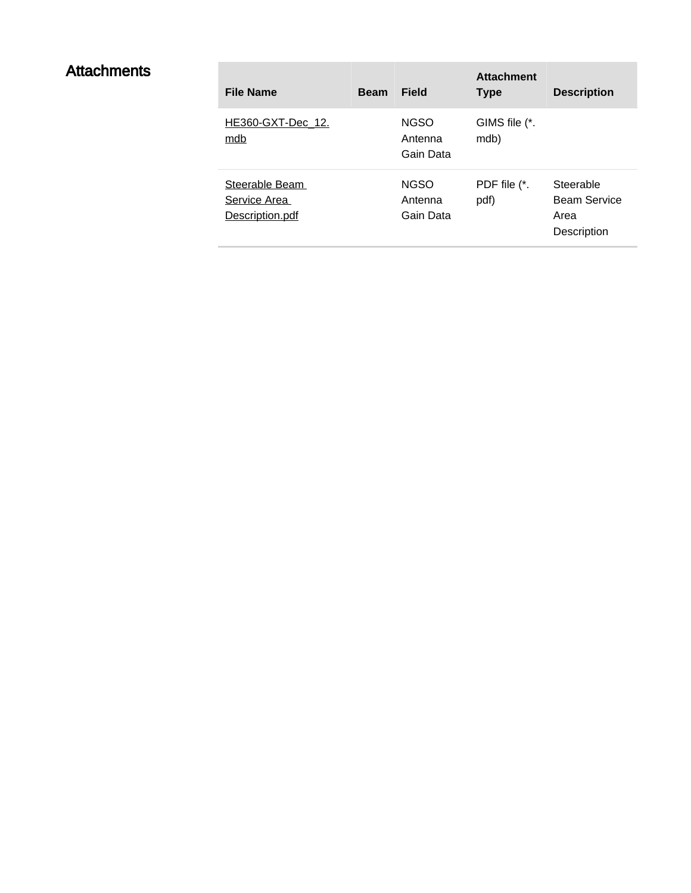## Attachments

| File Name | Beam | Field | Attachment Type | Description |
|---|---|---|---|---|
| HE360-GXT-Dec_12.mdb | | NGSO Antenna Gain Data | GIMS file (*.mdb) | |
| Steerable Beam Service Area Description.pdf | | NGSO Antenna Gain Data | PDF file (*.pdf) | Steerable Beam Service Area Description |